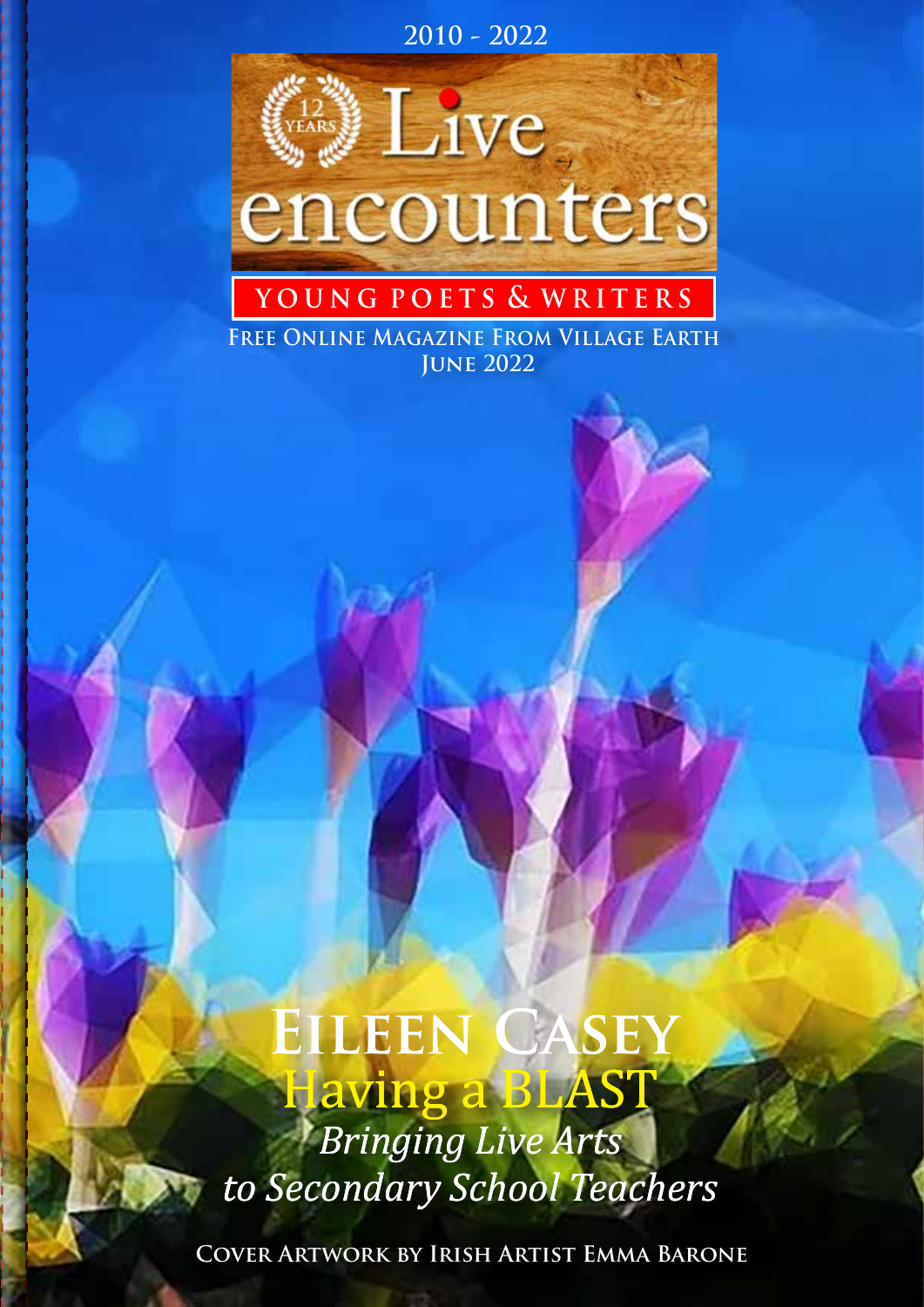2010 - 2022

12 YEARS

# Live encounters

YOUNG POETS & WRITERS

Free Online Magazine From Village Earth

June 2022

## Eileen Casey

## Having a BLAST

*Bringing Live Arts to Secondary School Teachers*

Cover Artwork by Irish Artist Emma Barone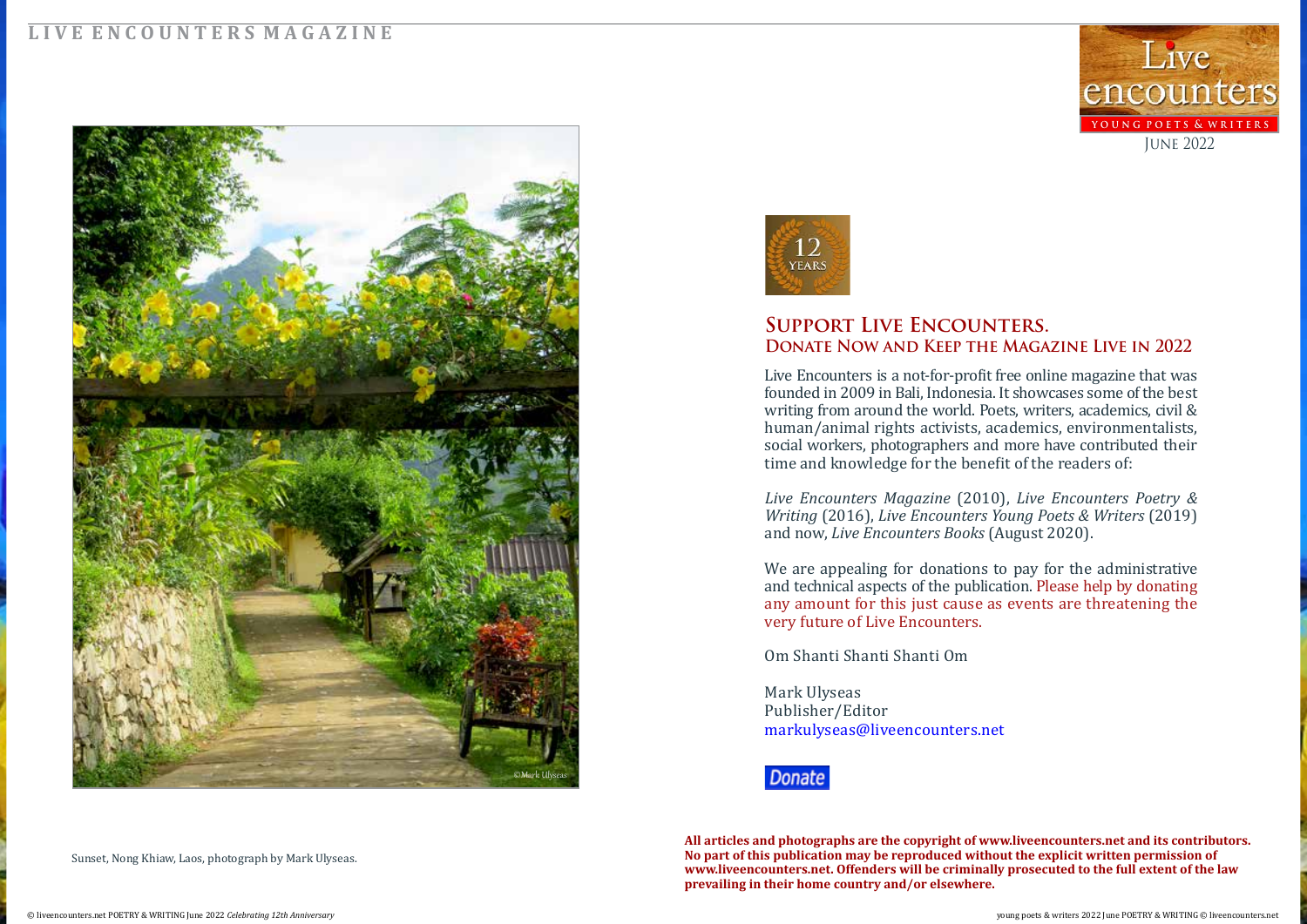Sunset, Nong Khiaw, Laos, photograph by Mark Ulyseas.

## Support Live Encounters.
### Donate Now and Keep the Magazine Live in 2022

Live Encounters is a not-for-profit free online magazine that was founded in 2009 in Bali, Indonesia. It showcases some of the best writing from around the world. Poets, writers, academics, civil & human/animal rights activists, academics, environmentalists, social workers, photographers and more have contributed their time and knowledge for the benefit of the readers of:

*Live Encounters Magazine* (2010), *Live Encounters Poetry & Writing* (2016), *Live Encounters Young Poets & Writers* (2019) and now, *Live Encounters Books* (August 2020).

We are appealing for donations to pay for the administrative and technical aspects of the publication. Please help by donating any amount for this just cause as events are threatening the very future of Live Encounters.

Om Shanti Shanti Shanti Om

Mark Ulyseas
Publisher/Editor
markulyseas@liveencounters.net

Donate

**All articles and photographs are the copyright of www.liveencounters.net and its contributors. No part of this publication may be reproduced without the explicit written permission of www.liveencounters.net. Offenders will be criminally prosecuted to the full extent of the law prevailing in their home country and/or elsewhere.**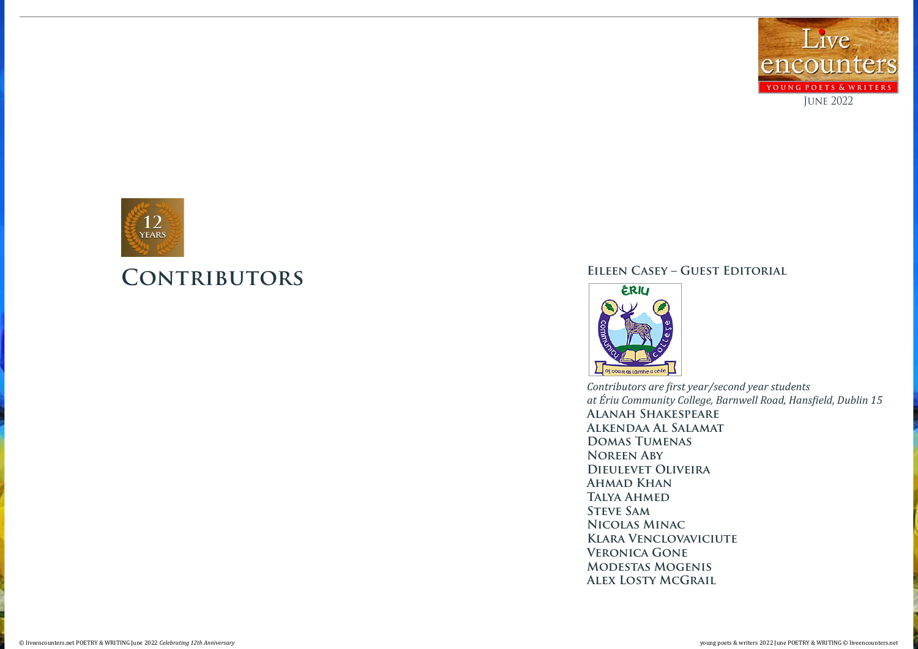# Contributors

## Eileen Casey – Guest Editorial

*Contributors are first year/second year students at Ériu Community College, Barnwell Road, Hansfield, Dublin 15*

**Alanah Shakespeare**
**Alkendaa Al Salamat**
**Domas Tumenas**
**Noreen Aby**
**Dieulevet Oliveira**
**Ahmad Khan**
**Talya Ahmed**
**Steve Sam**
**Nicolas Minac**
**Klara Venclovaviciute**
**Veronica Gone**
**Modestas Mogenis**
**Alex Losty McGrail**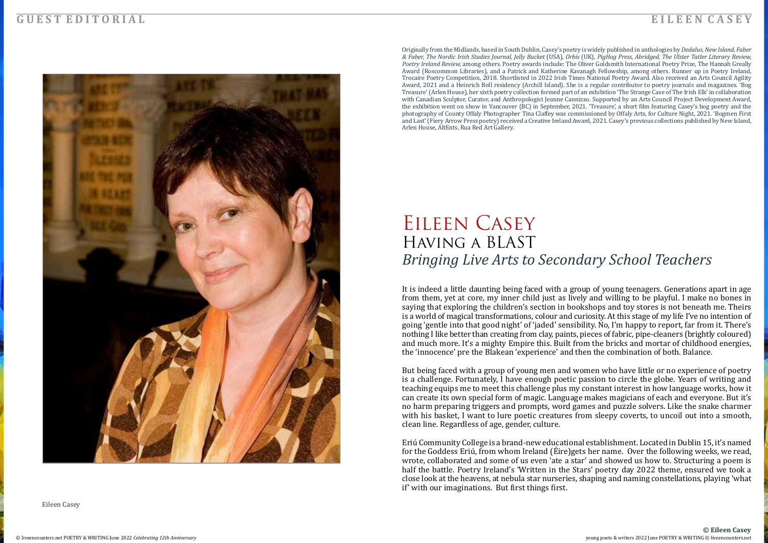Eileen Casey

Originally from the Midlands, based in South Dublin, Casey's poetry is widely published in anthologies by *Dedalus, New Island, Faber & Faber, The Nordic Irish Studies Journal, Jelly Bucket* (USA), *Orbis* (UK), *PigHog Press, Abridged, The Ulster Tatler Literary Review, Poetry Ireland Review,* among others. Poetry awards include: The Oliver Goldsmith International Poetry Prize, The Hannah Greally Award (Roscommon Libraries), and a Patrick and Katherine Kavanagh Fellowship, among others. Runner up in Poetry Ireland, Trocaire Poetry Competition, 2018. Shortlisted in 2022 Irish Times National Poetry Award. Also received an Arts Council Agility Award, 2021 and a Heinrich Boll residency (Archill Island). She is a regular contributor to poetry journals and magazines. 'Bog Treasure' (Arlen House), her sixth poetry collection formed part of an exhibition 'The Strange Case of The Irish Elk' in collaboration with Canadian Sculptor, Curator, and Anthropologist Jeanne Cannizzo. Supported by an Arts Council Project Development Award, the exhibition went on show in Vancouver (BC) in September, 2021. 'Treasure', a short film featuring Casey's bog poetry and the photography of County Offaly Photographer Tina Claffey was commissioned by Offaly Arts, for Culture Night, 2021. 'Bogmen First and Last' (Fiery Arrow Press poetry) received a Creative Ireland Award, 2021. Casey's previous collections published by New Island, Arlen House, AltEnts, Rua Red Art Gallery.

# Eileen Casey

## Having a BLAST

### *Bringing Live Arts to Secondary School Teachers*

It is indeed a little daunting being faced with a group of young teenagers. Generations apart in age from them, yet at core, my inner child just as lively and willing to be playful. I make no bones in saying that exploring the children's section in bookshops and toy stores is not beneath me. Theirs is a world of magical transformations, colour and curiosity. At this stage of my life I've no intention of going 'gentle into that good night' of 'jaded' sensibility. No, I'm happy to report, far from it. There's nothing I like better than creating from clay, paints, pieces of fabric, pipe-cleaners (brightly coloured) and much more. It's a mighty Empire this. Built from the bricks and mortar of childhood energies, the 'innocence' pre the Blakean 'experience' and then the combination of both. Balance.

But being faced with a group of young men and women who have little or no experience of poetry is a challenge. Fortunately, I have enough poetic passion to circle the globe. Years of writing and teaching equips me to meet this challenge plus my constant interest in how language works, how it can create its own special form of magic. Language makes magicians of each and everyone. But it's no harm preparing triggers and prompts, word games and puzzle solvers. Like the snake charmer with his basket, I want to lure poetic creatures from sleepy coverts, to uncoil out into a smooth, clean line. Regardless of age, gender, culture.

Eriú Community College is a brand-new educational establishment. Located in Dublin 15, it's named for the Goddess Eriú, from whom Ireland (Éire)gets her name. Over the following weeks, we read, wrote, collaborated and some of us even 'ate a star' and showed us how to. Structuring a poem is half the battle. Poetry Ireland's 'Written in the Stars' poetry day 2022 theme, ensured we took a close look at the heavens, at nebula star nurseries, shaping and naming constellations, playing 'what if' with our imaginations. But first things first.

© Eileen Casey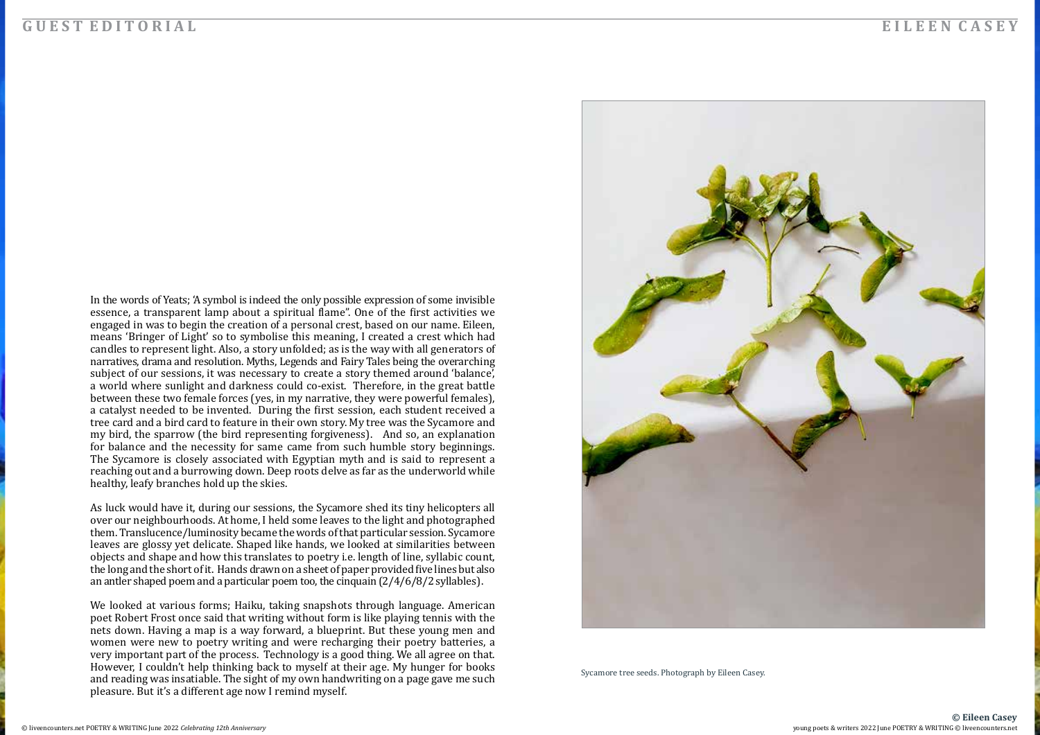In the words of Yeats; 'A symbol is indeed the only possible expression of some invisible essence, a transparent lamp about a spiritual flame". One of the first activities we engaged in was to begin the creation of a personal crest, based on our name. Eileen, means 'Bringer of Light' so to symbolise this meaning, I created a crest which had candles to represent light. Also, a story unfolded; as is the way with all generators of narratives, drama and resolution. Myths, Legends and Fairy Tales being the overarching subject of our sessions, it was necessary to create a story themed around 'balance', a world where sunlight and darkness could co-exist. Therefore, in the great battle between these two female forces (yes, in my narrative, they were powerful females), a catalyst needed to be invented. During the first session, each student received a tree card and a bird card to feature in their own story. My tree was the Sycamore and my bird, the sparrow (the bird representing forgiveness). And so, an explanation for balance and the necessity for same came from such humble story beginnings. The Sycamore is closely associated with Egyptian myth and is said to represent a reaching out and a burrowing down. Deep roots delve as far as the underworld while healthy, leafy branches hold up the skies.

As luck would have it, during our sessions, the Sycamore shed its tiny helicopters all over our neighbourhoods. At home, I held some leaves to the light and photographed them. Translucence/luminosity became the words of that particular session. Sycamore leaves are glossy yet delicate. Shaped like hands, we looked at similarities between objects and shape and how this translates to poetry i.e. length of line, syllabic count, the long and the short of it. Hands drawn on a sheet of paper provided five lines but also an antler shaped poem and a particular poem too, the cinquain (2/4/6/8/2 syllables).

We looked at various forms; Haiku, taking snapshots through language. American poet Robert Frost once said that writing without form is like playing tennis with the nets down. Having a map is a way forward, a blueprint. But these young men and women were new to poetry writing and were recharging their poetry batteries, a very important part of the process. Technology is a good thing. We all agree on that. However, I couldn't help thinking back to myself at their age. My hunger for books and reading was insatiable. The sight of my own handwriting on a page gave me such pleasure. But it's a different age now I remind myself.

Sycamore tree seeds. Photograph by Eileen Casey.

**© Eileen Casey**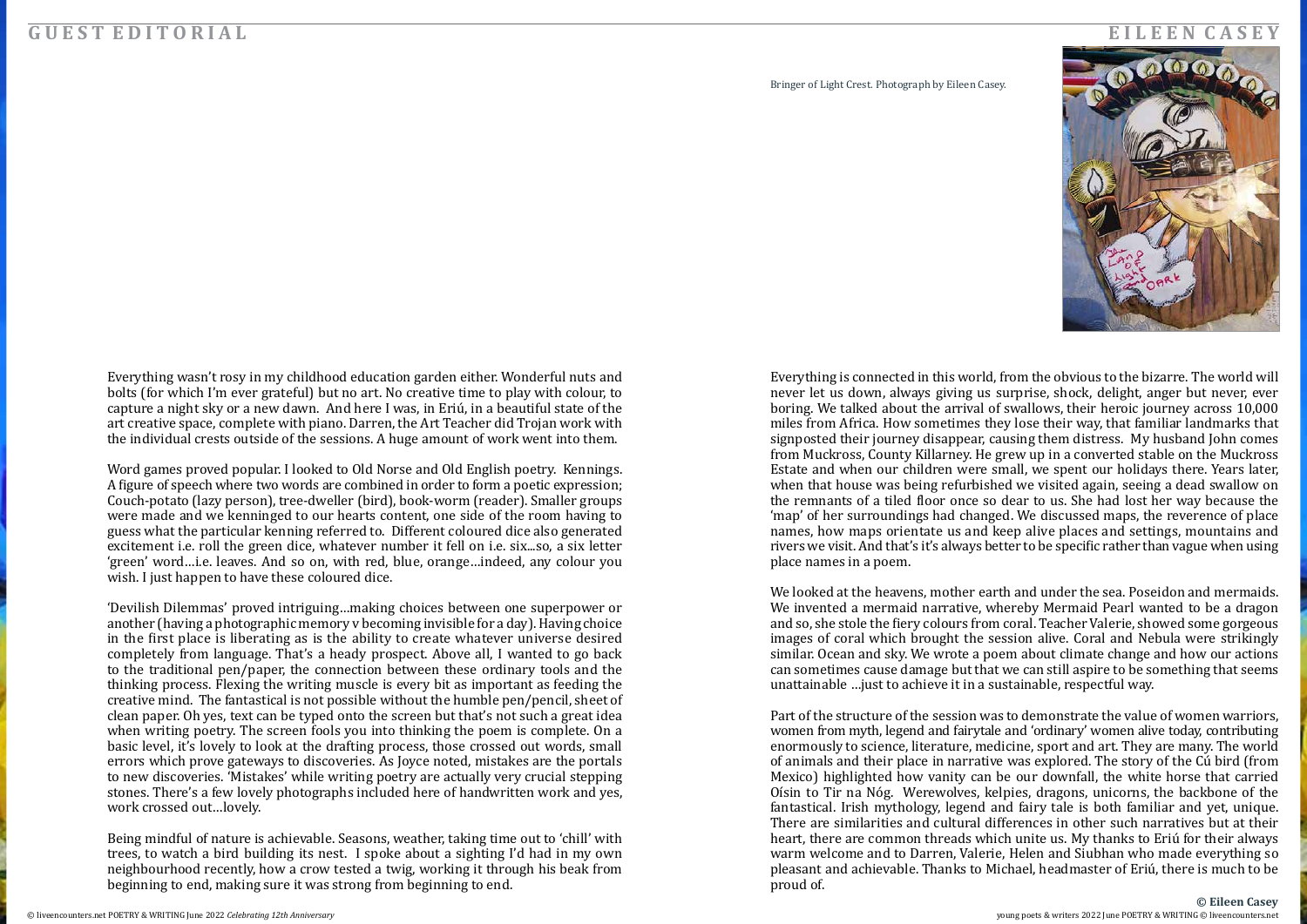Bringer of Light Crest. Photograph by Eileen Casey.

Everything wasn't rosy in my childhood education garden either. Wonderful nuts and bolts (for which I'm ever grateful) but no art. No creative time to play with colour, to capture a night sky or a new dawn. And here I was, in Eriú, in a beautiful state of the art creative space, complete with piano. Darren, the Art Teacher did Trojan work with the individual crests outside of the sessions. A huge amount of work went into them.

Word games proved popular. I looked to Old Norse and Old English poetry. Kennings. A figure of speech where two words are combined in order to form a poetic expression; Couch-potato (lazy person), tree-dweller (bird), book-worm (reader). Smaller groups were made and we kenninged to our hearts content, one side of the room having to guess what the particular kenning referred to. Different coloured dice also generated excitement i.e. roll the green dice, whatever number it fell on i.e. six...so, a six letter 'green' word…i.e. leaves. And so on, with red, blue, orange…indeed, any colour you wish. I just happen to have these coloured dice.

'Devilish Dilemmas' proved intriguing…making choices between one superpower or another (having a photographic memory v becoming invisible for a day). Having choice in the first place is liberating as is the ability to create whatever universe desired completely from language. That's a heady prospect. Above all, I wanted to go back to the traditional pen/paper, the connection between these ordinary tools and the thinking process. Flexing the writing muscle is every bit as important as feeding the creative mind. The fantastical is not possible without the humble pen/pencil, sheet of clean paper. Oh yes, text can be typed onto the screen but that's not such a great idea when writing poetry. The screen fools you into thinking the poem is complete. On a basic level, it's lovely to look at the drafting process, those crossed out words, small errors which prove gateways to discoveries. As Joyce noted, mistakes are the portals to new discoveries. 'Mistakes' while writing poetry are actually very crucial stepping stones. There's a few lovely photographs included here of handwritten work and yes, work crossed out…lovely.

Being mindful of nature is achievable. Seasons, weather, taking time out to 'chill' with trees, to watch a bird building its nest. I spoke about a sighting I'd had in my own neighbourhood recently, how a crow tested a twig, working it through his beak from beginning to end, making sure it was strong from beginning to end.

Everything is connected in this world, from the obvious to the bizarre. The world will never let us down, always giving us surprise, shock, delight, anger but never, ever boring. We talked about the arrival of swallows, their heroic journey across 10,000 miles from Africa. How sometimes they lose their way, that familiar landmarks that signposted their journey disappear, causing them distress. My husband John comes from Muckross, County Killarney. He grew up in a converted stable on the Muckross Estate and when our children were small, we spent our holidays there. Years later, when that house was being refurbished we visited again, seeing a dead swallow on the remnants of a tiled floor once so dear to us. She had lost her way because the 'map' of her surroundings had changed. We discussed maps, the reverence of place names, how maps orientate us and keep alive places and settings, mountains and rivers we visit. And that's it's always better to be specific rather than vague when using place names in a poem.

We looked at the heavens, mother earth and under the sea. Poseidon and mermaids. We invented a mermaid narrative, whereby Mermaid Pearl wanted to be a dragon and so, she stole the fiery colours from coral. Teacher Valerie, showed some gorgeous images of coral which brought the session alive. Coral and Nebula were strikingly similar. Ocean and sky. We wrote a poem about climate change and how our actions can sometimes cause damage but that we can still aspire to be something that seems unattainable …just to achieve it in a sustainable, respectful way.

Part of the structure of the session was to demonstrate the value of women warriors, women from myth, legend and fairytale and 'ordinary' women alive today, contributing enormously to science, literature, medicine, sport and art. They are many. The world of animals and their place in narrative was explored. The story of the Cú bird (from Mexico) highlighted how vanity can be our downfall, the white horse that carried Oísin to Tir na Nóg. Werewolves, kelpies, dragons, unicorns, the backbone of the fantastical. Irish mythology, legend and fairy tale is both familiar and yet, unique. There are similarities and cultural differences in other such narratives but at their heart, there are common threads which unite us. My thanks to Eriú for their always warm welcome and to Darren, Valerie, Helen and Siubhan who made everything so pleasant and achievable. Thanks to Michael, headmaster of Eriú, there is much to be proud of.

**© Eileen Casey**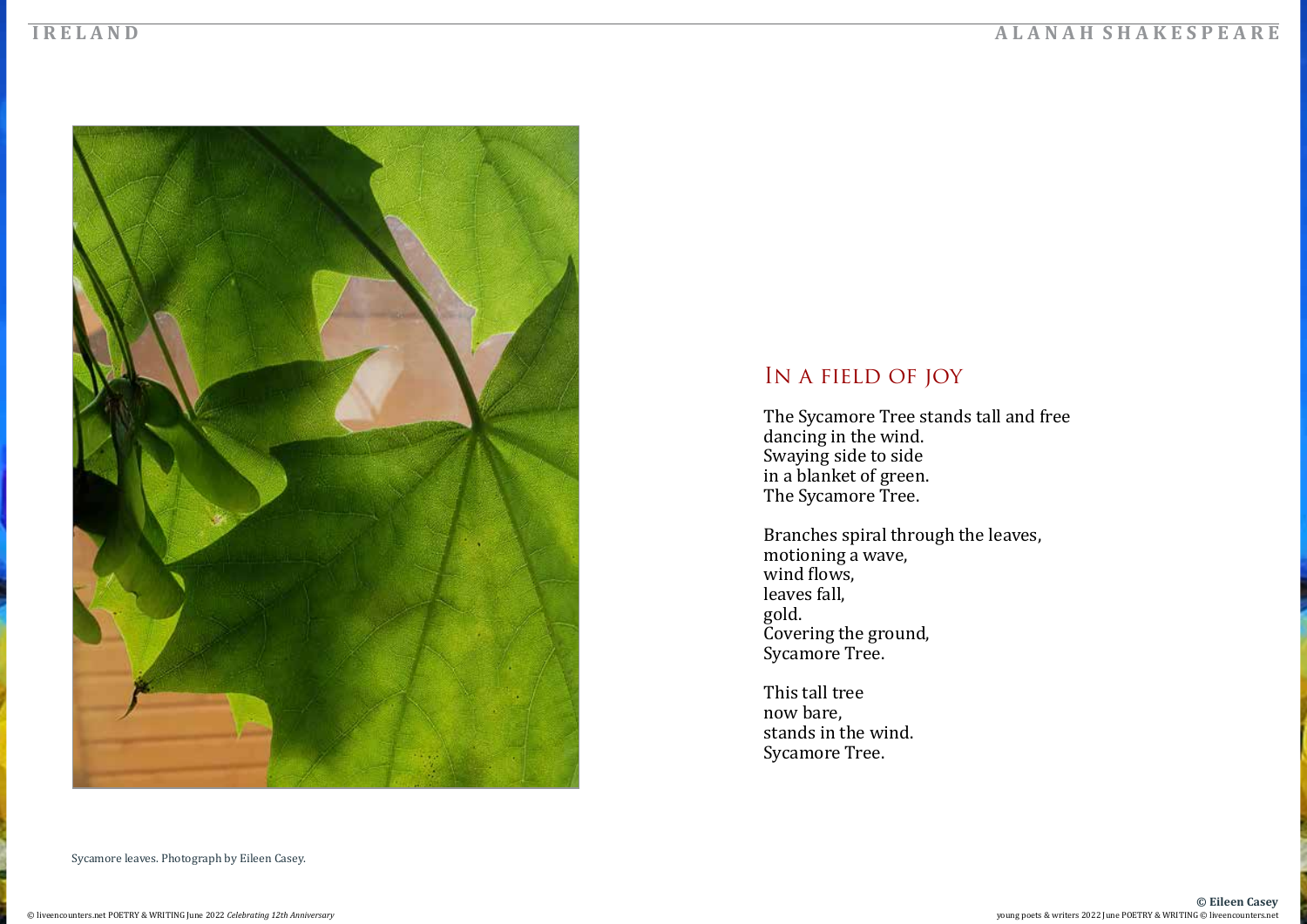## In a field of joy

The Sycamore Tree stands tall and free
dancing in the wind.
Swaying side to side
in a blanket of green.
The Sycamore Tree.

Branches spiral through the leaves,
motioning a wave,
wind flows,
leaves fall,
gold.
Covering the ground,
Sycamore Tree.

This tall tree
now bare,
stands in the wind.
Sycamore Tree.

Sycamore leaves. Photograph by Eileen Casey.

**© Eileen Casey**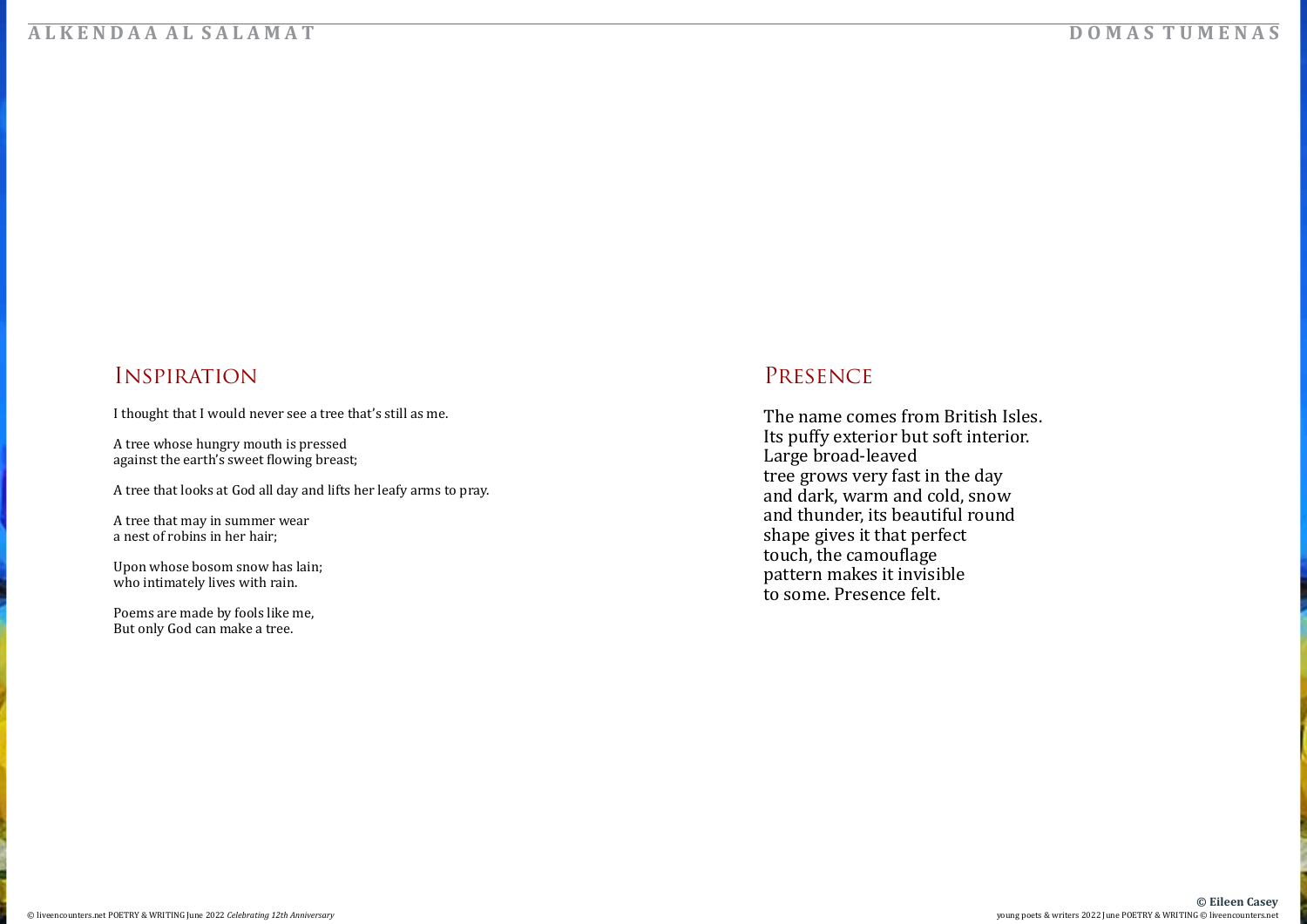**ALKENDAA AL SALAMAT**

## Inspiration

I thought that I would never see a tree that's still as me.

A tree whose hungry mouth is pressed
against the earth's sweet flowing breast;

A tree that looks at God all day and lifts her leafy arms to pray.

A tree that may in summer wear
a nest of robins in her hair;

Upon whose bosom snow has lain;
who intimately lives with rain.

Poems are made by fools like me,
But only God can make a tree.

**DOMAS TUMENAS**

## Presence

The name comes from British Isles.
Its puffy exterior but soft interior.
Large broad-leaved
tree grows very fast in the day
and dark, warm and cold, snow
and thunder, its beautiful round
shape gives it that perfect
touch, the camouflage
pattern makes it invisible
to some. Presence felt.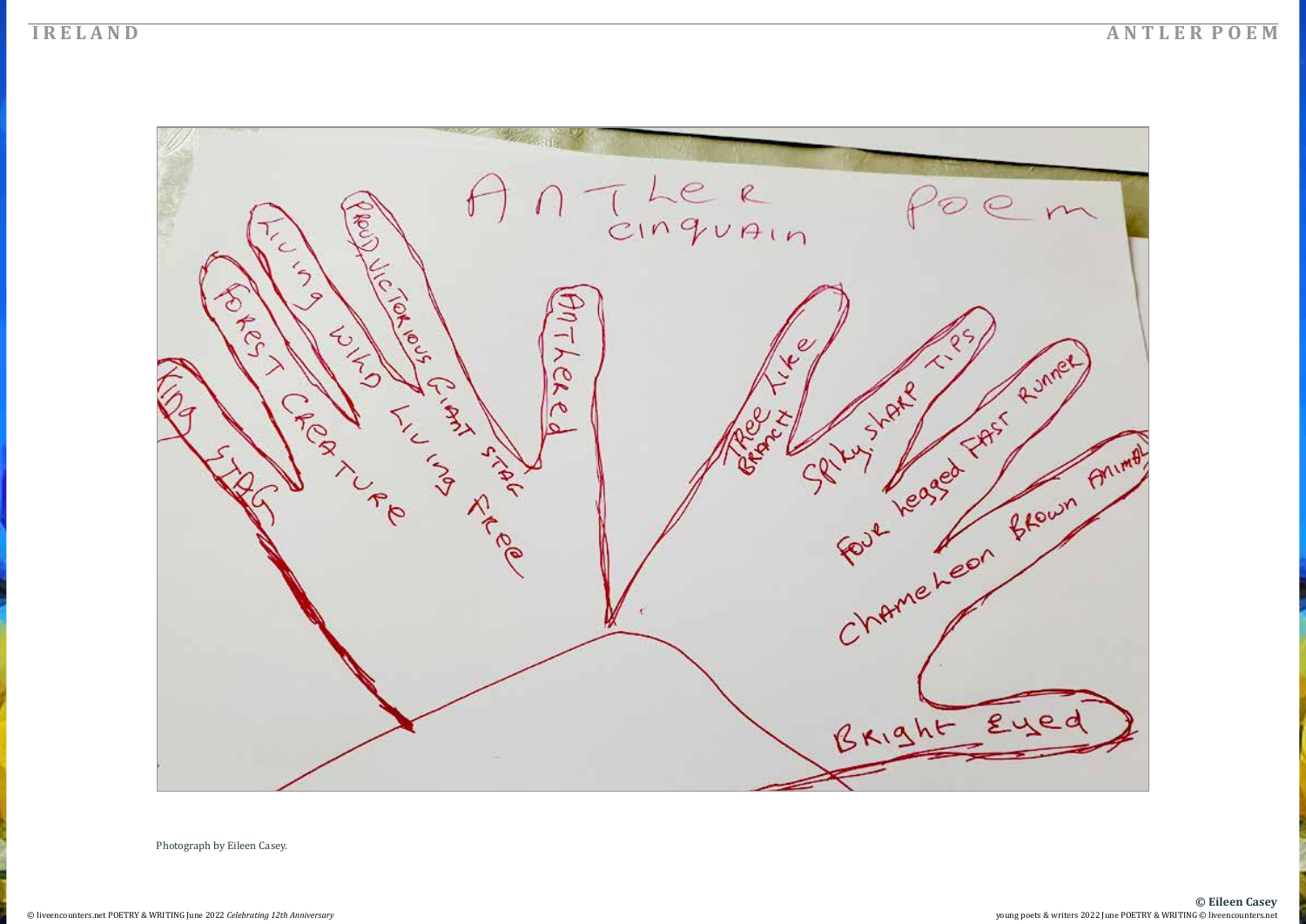Antler Poem
Cinquain

King Stag
Forest Creature
Living Wild Living Free
Proud, Victorious Giant Stag
Antlered
Tree like Branch
Spiky, Sharp Tips
Four Legged Fast Runner
Chameleon Brown Animal
Bright Eyed

Photograph by Eileen Casey.

© Eileen Casey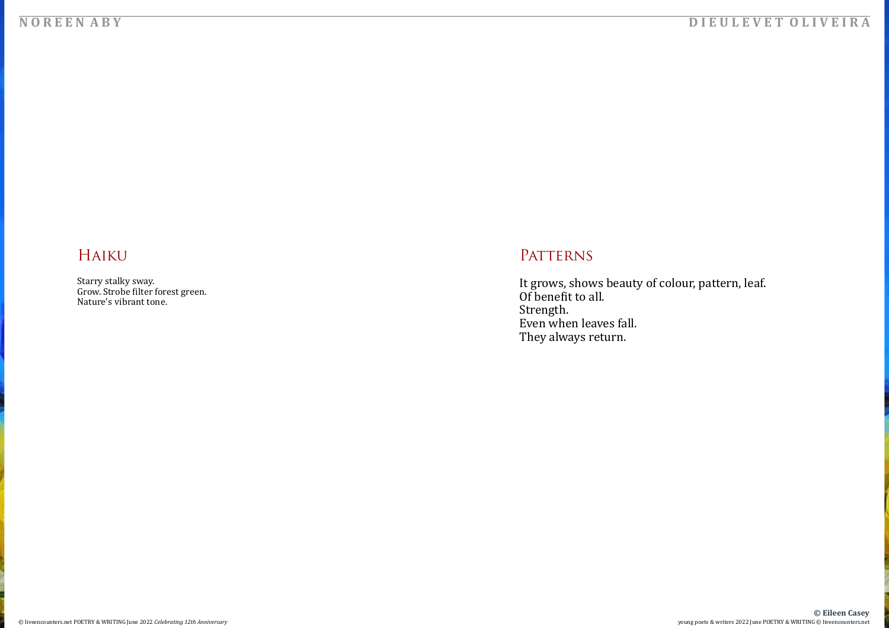## Haiku

Starry stalky sway.
Grow. Strobe filter forest green.
Nature's vibrant tone.

## Patterns

It grows, shows beauty of colour, pattern, leaf.
Of benefit to all.
Strength.
Even when leaves fall.
They always return.

**© Eileen Casey**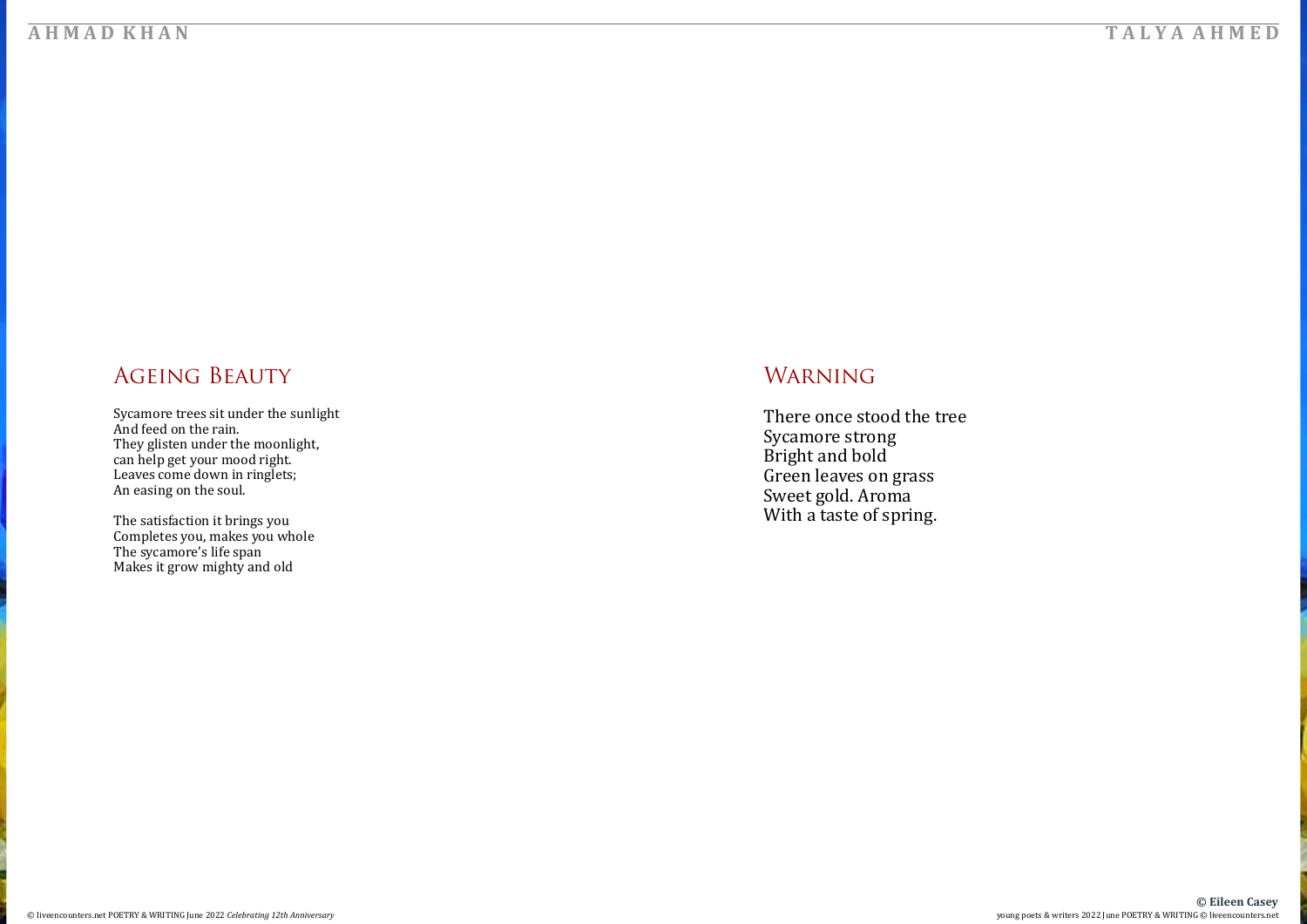AHMAD KHAN

## Ageing Beauty

Sycamore trees sit under the sunlight
And feed on the rain.
They glisten under the moonlight,
can help get your mood right.
Leaves come down in ringlets;
An easing on the soul.

The satisfaction it brings you
Completes you, makes you whole
The sycamore's life span
Makes it grow mighty and old

TALYA AHMED

## Warning

There once stood the tree
Sycamore strong
Bright and bold
Green leaves on grass
Sweet gold. Aroma
With a taste of spring.

**© Eileen Casey**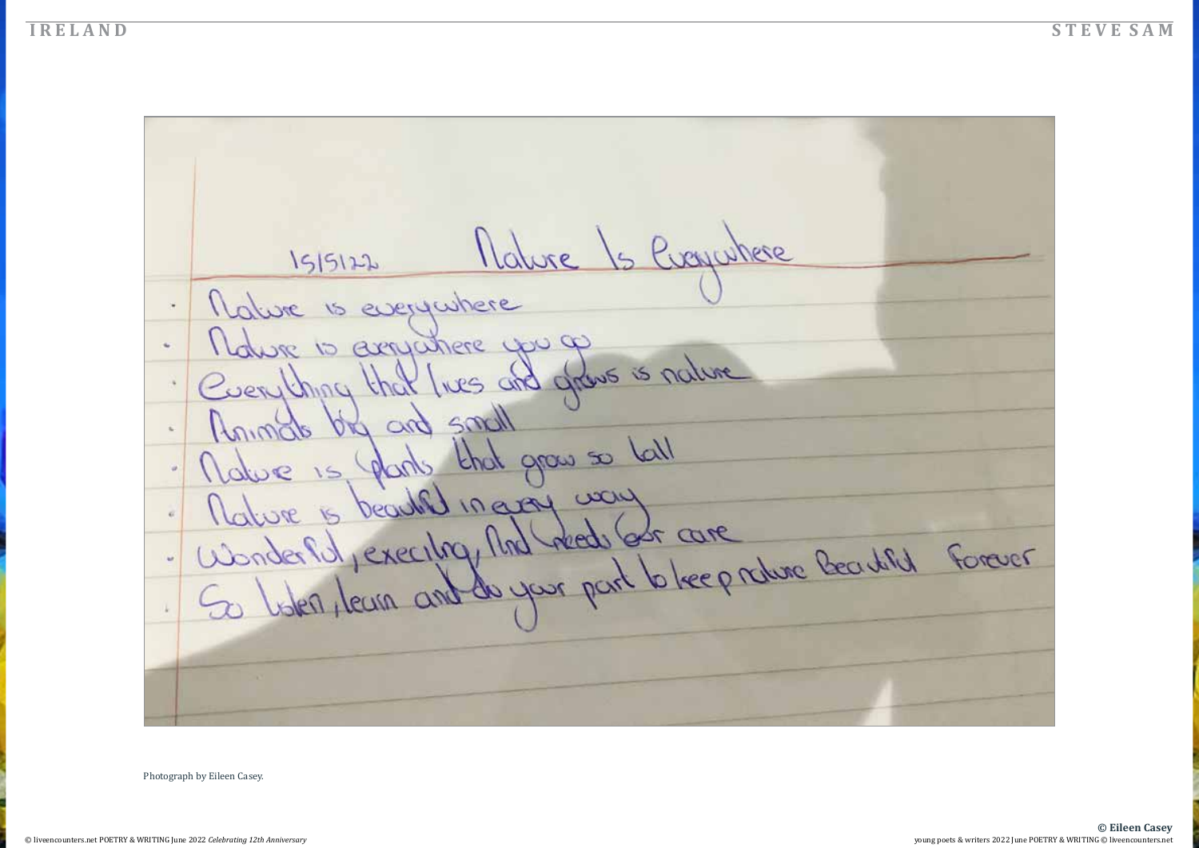15/5/22 Nature Is Everywhere

- Nature is everywhere
- Nature is everywhere you go
- Everything that lives and grows is nature
- Animals big and small
- Nature is plants that grow so tall
- Nature is beautiful in every way
- Wonderful, exciting, And needs our care
- So listen, learn and do your part to keep nature Beautiful forever

Photograph by Eileen Casey.

© Eileen Casey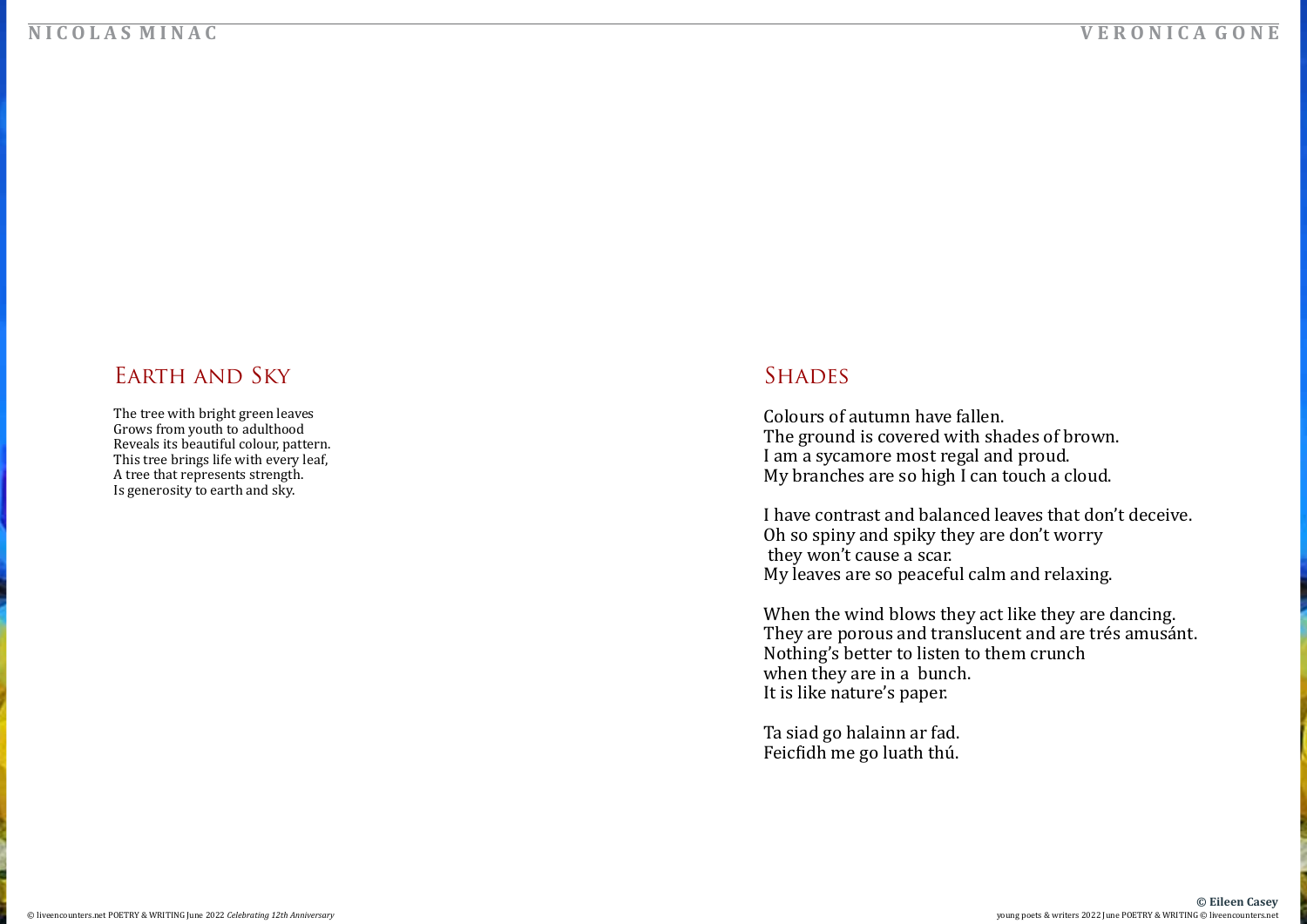## Earth and Sky

The tree with bright green leaves
Grows from youth to adulthood
Reveals its beautiful colour, pattern.
This tree brings life with every leaf,
A tree that represents strength.
Is generosity to earth and sky.

## Shades

Colours of autumn have fallen.
The ground is covered with shades of brown.
I am a sycamore most regal and proud.
My branches are so high I can touch a cloud.

I have contrast and balanced leaves that don't deceive.
Oh so spiny and spiky they are don't worry
 they won't cause a scar.
My leaves are so peaceful calm and relaxing.

When the wind blows they act like they are dancing.
They are porous and translucent and are trés amusánt.
Nothing's better to listen to them crunch
when they are in a  bunch.
It is like nature's paper.

Ta siad go halainn ar fad.
Feicfidh me go luath thú.

**© Eileen Casey**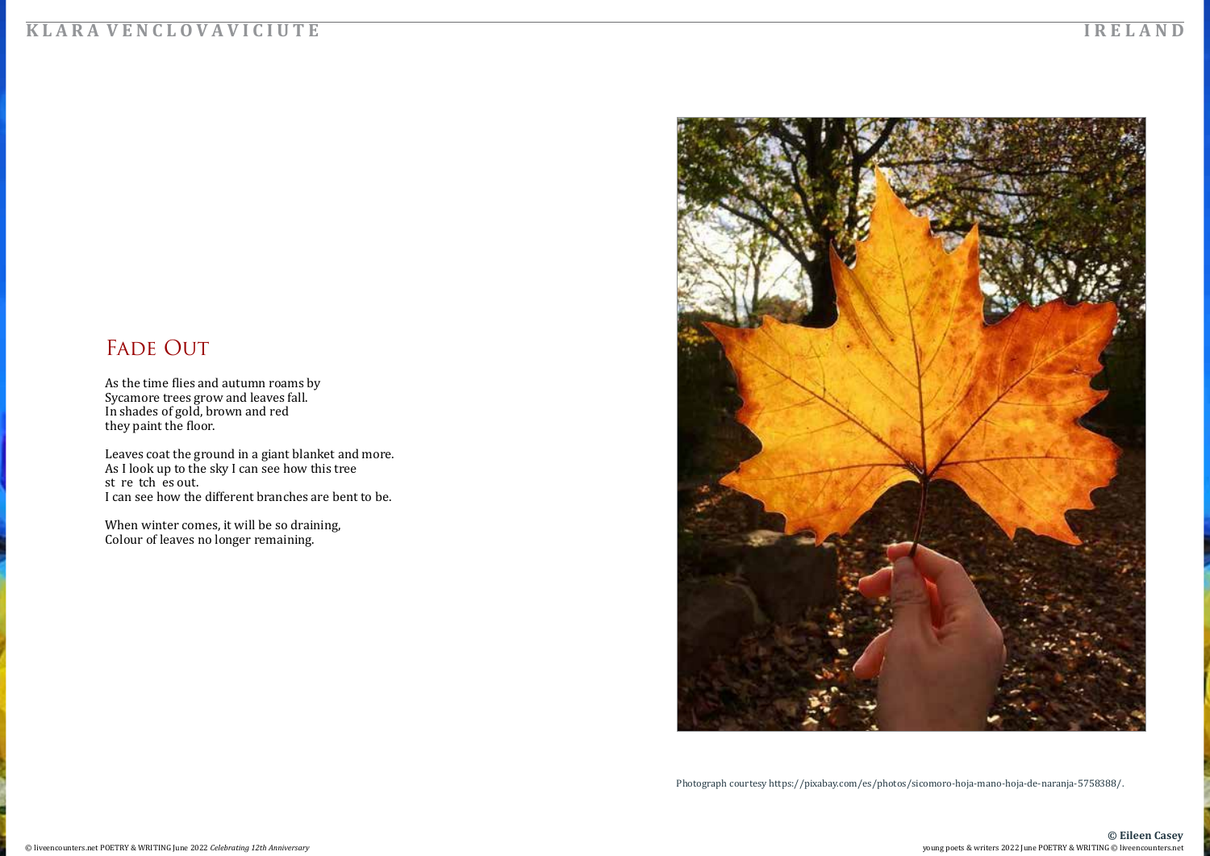## Fade Out

As the time flies and autumn roams by
Sycamore trees grow and leaves fall.
In shades of gold, brown and red
they paint the floor.

Leaves coat the ground in a giant blanket and more.
As I look up to the sky I can see how this tree
st re tch es out.
I can see how the different branches are bent to be.

When winter comes, it will be so draining,
Colour of leaves no longer remaining.

Photograph courtesy https://pixabay.com/es/photos/sicomoro-hoja-mano-hoja-de-naranja-5758388/.

© Eileen Casey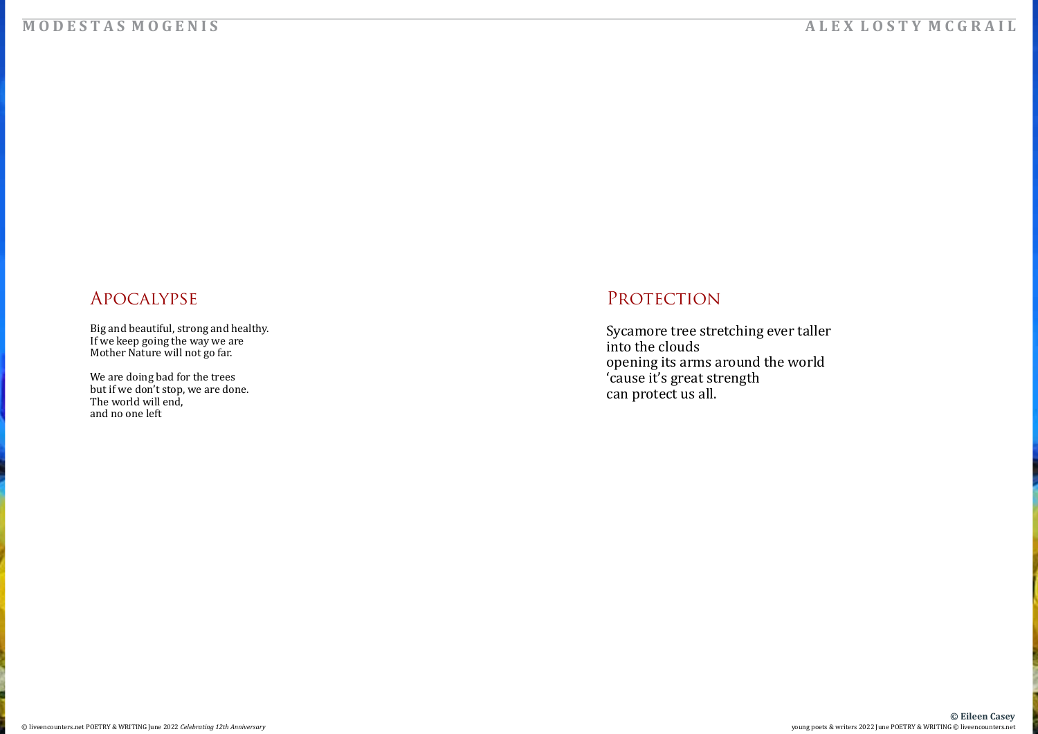MODESTAS MOGENIS

## Apocalypse

Big and beautiful, strong and healthy.
If we keep going the way we are
Mother Nature will not go far.

We are doing bad for the trees
but if we don't stop, we are done.
The world will end,
and no one left

ALEX LOSTY MCGRAIL

## Protection

Sycamore tree stretching ever taller
into the clouds
opening its arms around the world
'cause it's great strength
can protect us all.

**© Eileen Casey**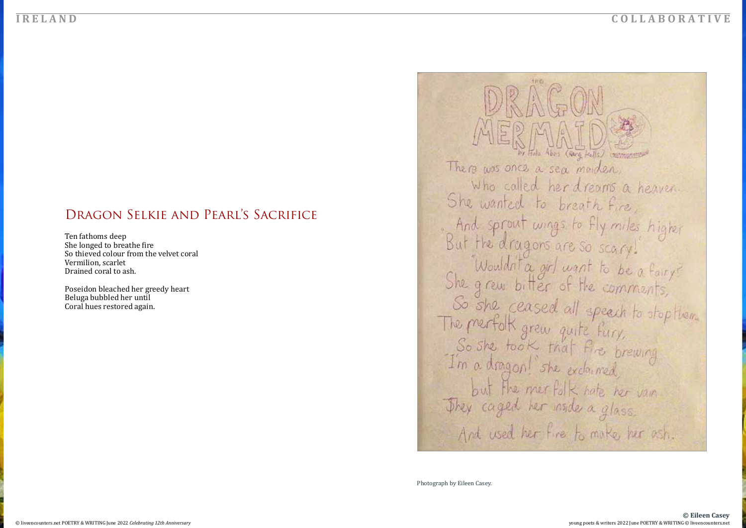## Dragon Selkie and Pearl's Sacrifice

Ten fathoms deep
She longed to breathe fire
So thieved colour from the velvet coral
Vermilion, scarlet
Drained coral to ash.

Poseidon bleached her greedy heart
Beluga bubbled her until
Coral hues restored again.

---

the
**DRAGON MERMAID**
by Hala Abas (Kary Halls)

There was once a sea maiden,
Who called her dreams a heaven.
She wanted to breath fire,
And sprout wings to fly miles higher
"But the dragons are so scary!"
"Wouldn't a girl want to be a fairy?"
She grew bitter of the comments,
So she ceased all speech to stop them.
The merfolk grew quite fury,
So she took that fire brewing
"I'm a dragon!" she exclaimed,
but the merfolk hate her vain
They caged her inside a glass.
And used her fire to make her ash.

Photograph by Eileen Casey.

**© Eileen Casey**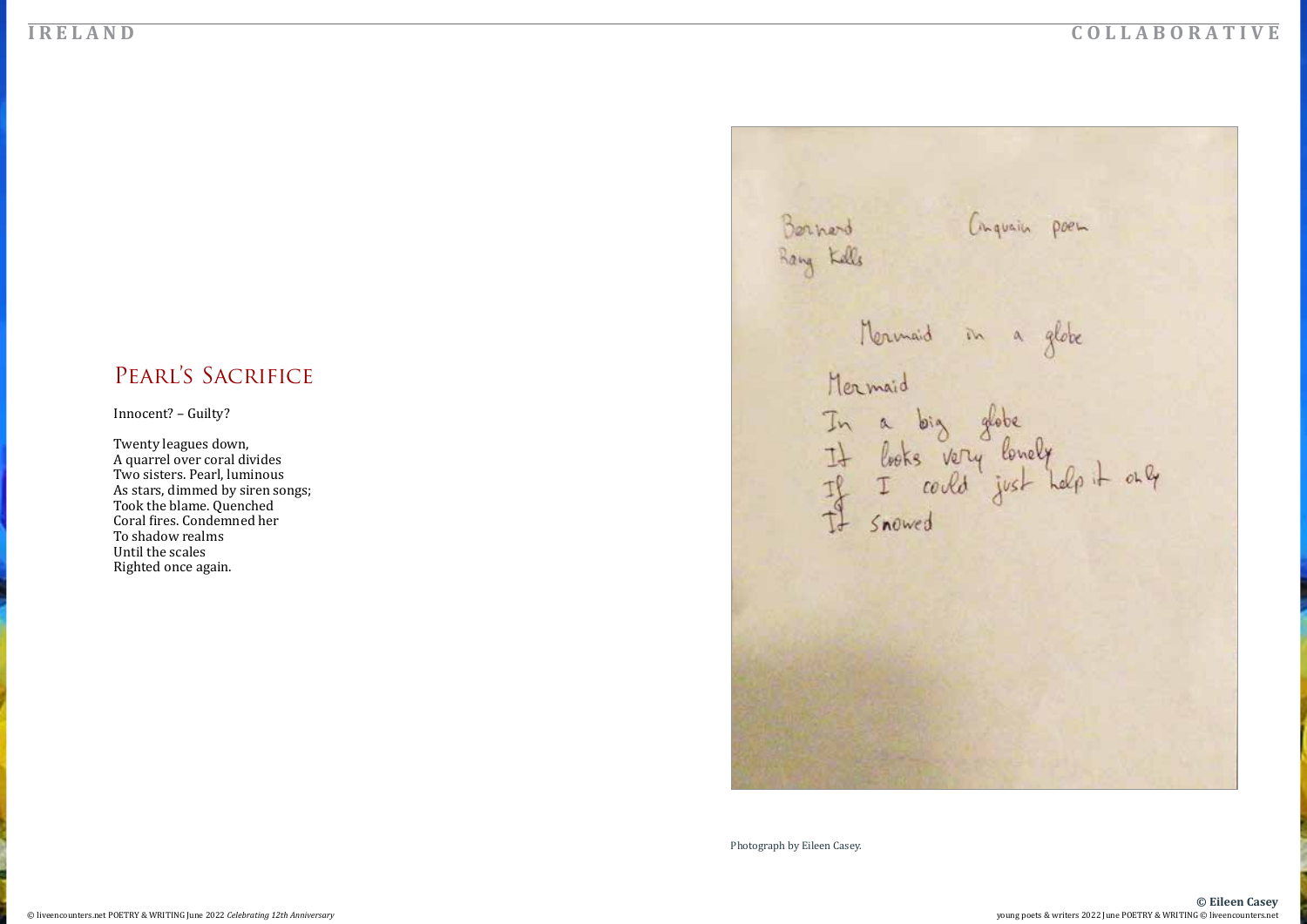## Pearl's Sacrifice

Innocent? – Guilty?

Twenty leagues down,
A quarrel over coral divides
Two sisters. Pearl, luminous
As stars, dimmed by siren songs;
Took the blame. Quenched
Coral fires. Condemned her
To shadow realms
Until the scales
Righted once again.

Bernard Cinquain poem
Rang Kells

Mermaid in a globe

Mermaid
In a big globe
It looks very lonely
If I could just help it only
It snowed

Photograph by Eileen Casey.

**© Eileen Casey**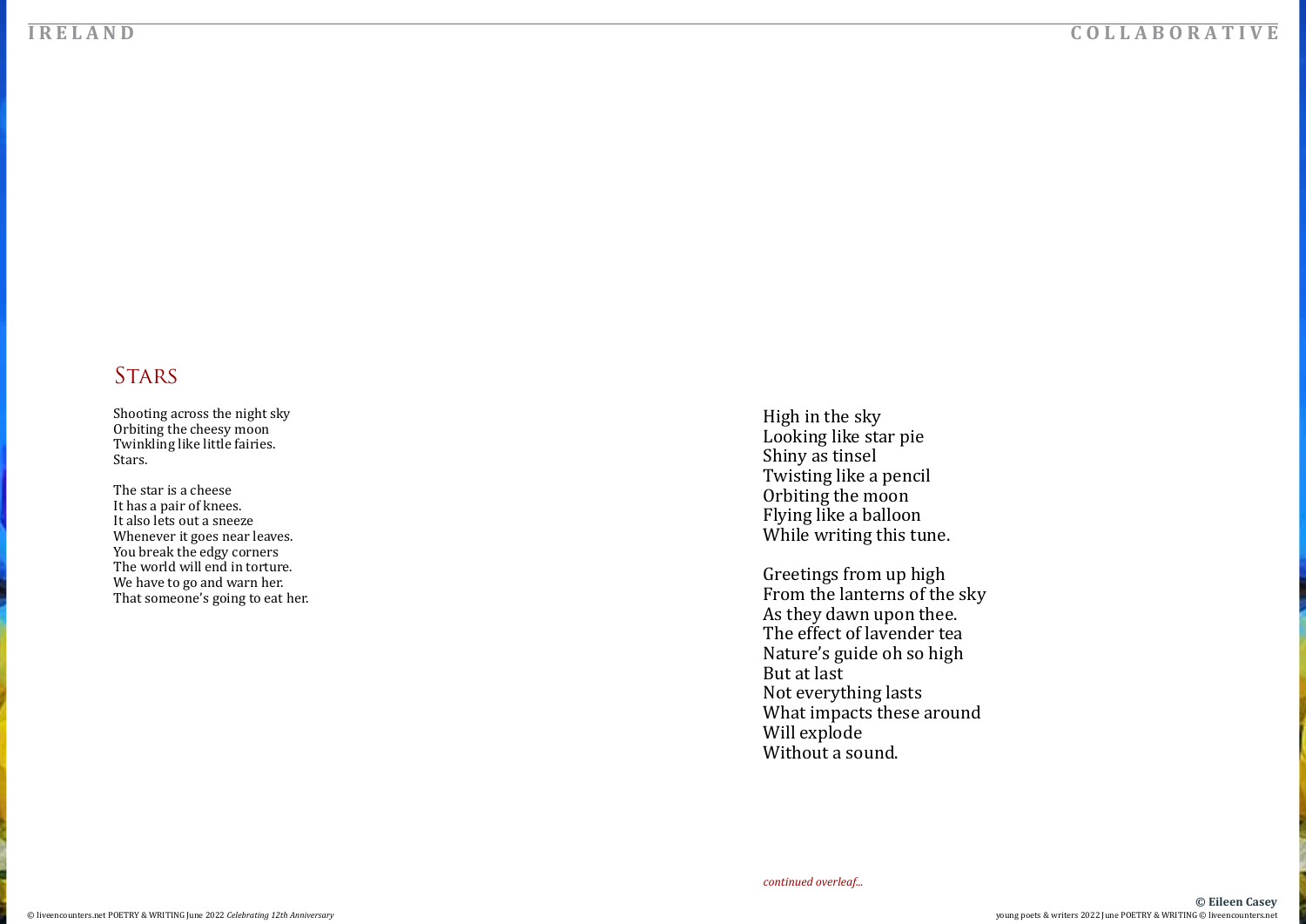## Stars

Shooting across the night sky
Orbiting the cheesy moon
Twinkling like little fairies.
Stars.

The star is a cheese
It has a pair of knees.
It also lets out a sneeze
Whenever it goes near leaves.
You break the edgy corners
The world will end in torture.
We have to go and warn her.
That someone's going to eat her.

High in the sky
Looking like star pie
Shiny as tinsel
Twisting like a pencil
Orbiting the moon
Flying like a balloon
While writing this tune.

Greetings from up high
From the lanterns of the sky
As they dawn upon thee.
The effect of lavender tea
Nature's guide oh so high
But at last
Not everything lasts
What impacts these around
Will explode
Without a sound.

*continued overleaf...*

**© Eileen Casey**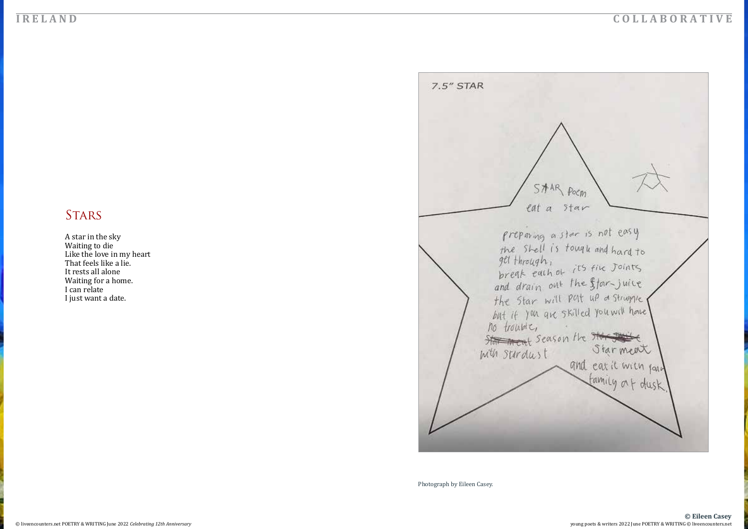## Stars

A star in the sky
Waiting to die
Like the love in my heart
That feels like a lie.
It rests all alone
Waiting for a home.
I can relate
I just want a date.

7.5" STAR

STAR Poem

eat a star

preparing a star is not easy
the shell is tough and hard to
get through,
break each of its five joints
and drain out the star-juice
the star will put up a struggle
but if you are skilled you will have
no trouble,
~~star meat~~ season the ~~star juice~~ star meat
with stardust
and eat it with your
family at dusk.

Photograph by Eileen Casey.

© Eileen Casey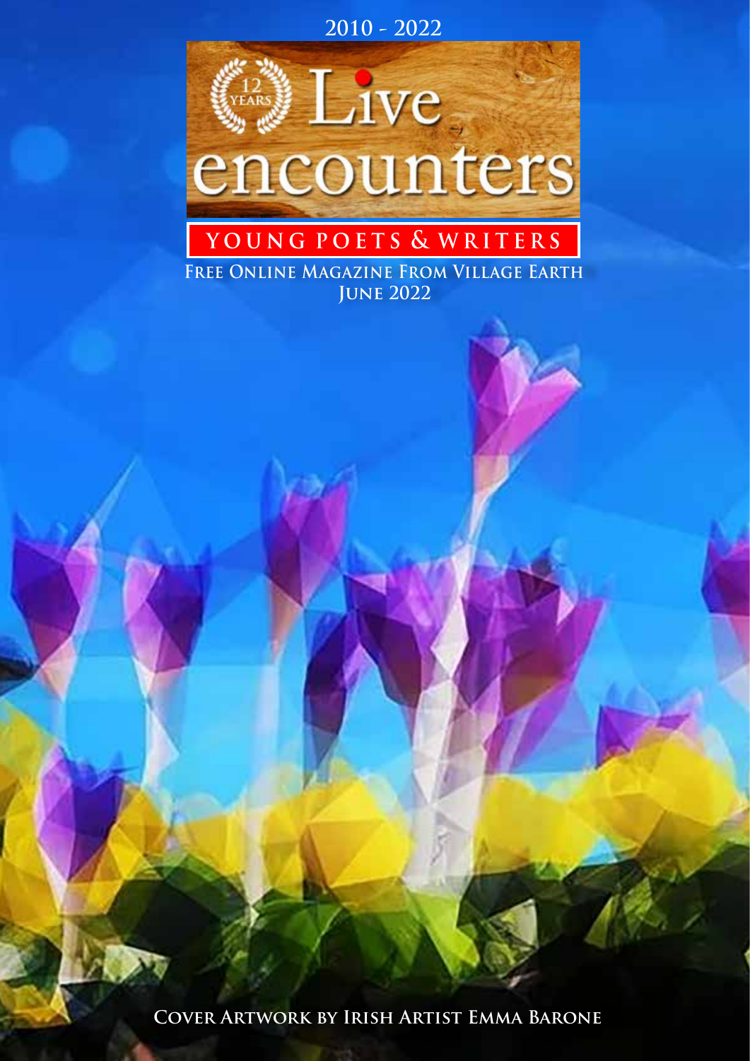2010 - 2022

12 YEARS

# Live encounters

## YOUNG POETS & WRITERS

FREE ONLINE MAGAZINE FROM VILLAGE EARTH

JUNE 2022

COVER ARTWORK BY IRISH ARTIST EMMA BARONE